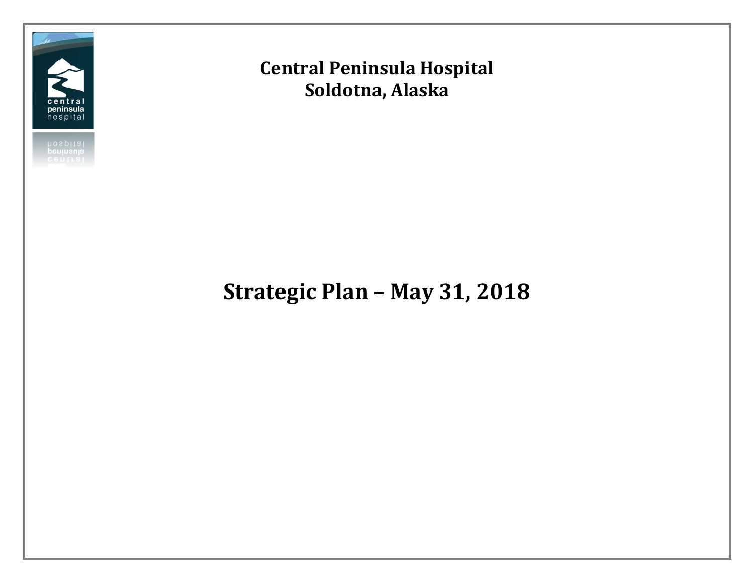# Central Peninsula Hospital
# Soldotna, Alaska

# Strategic Plan – May 31, 2018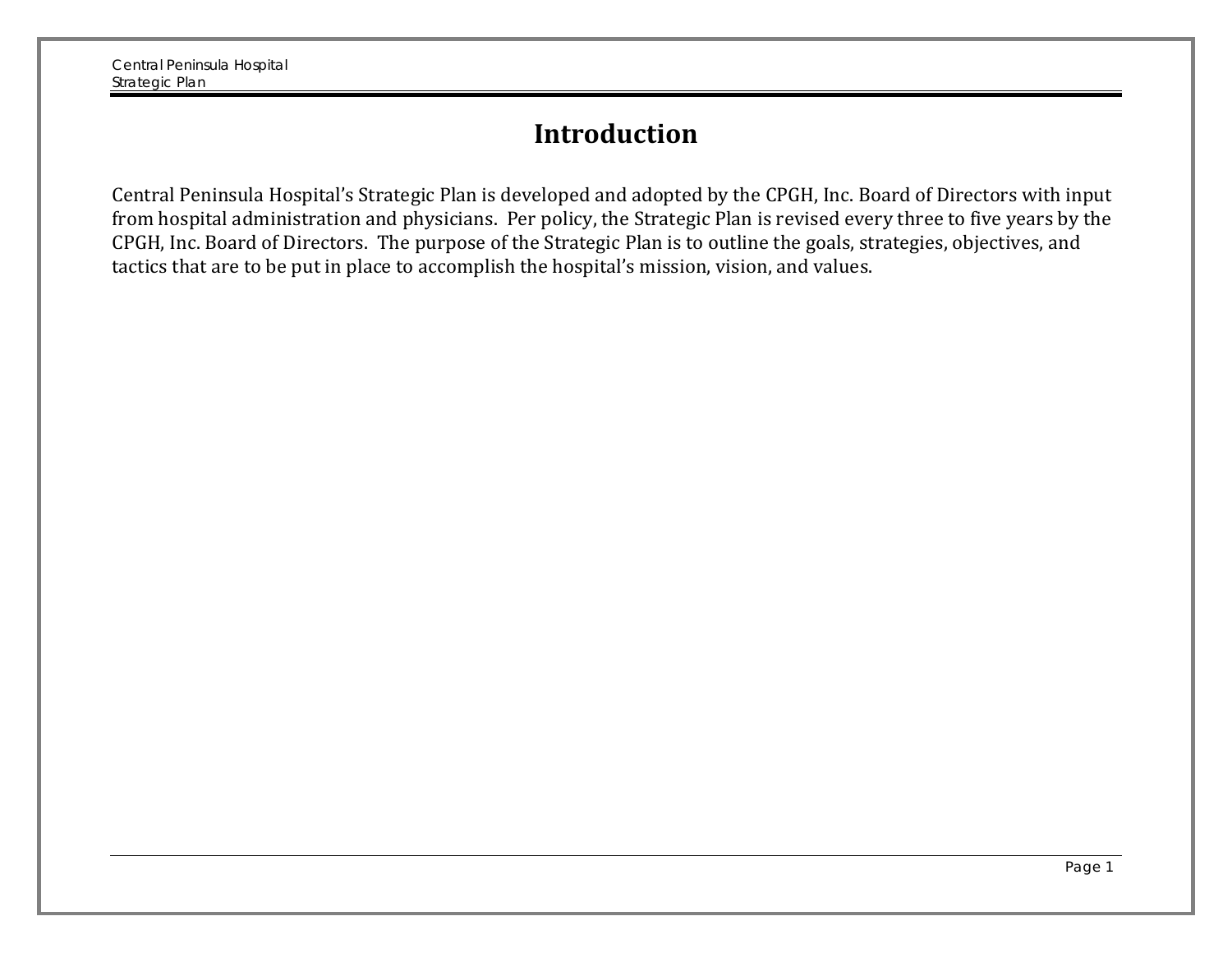# Introduction

Central Peninsula Hospital's Strategic Plan is developed and adopted by the CPGH, Inc. Board of Directors with input from hospital administration and physicians. Per policy, the Strategic Plan is revised every three to five years by the CPGH, Inc. Board of Directors. The purpose of the Strategic Plan is to outline the goals, strategies, objectives, and tactics that are to be put in place to accomplish the hospital's mission, vision, and values.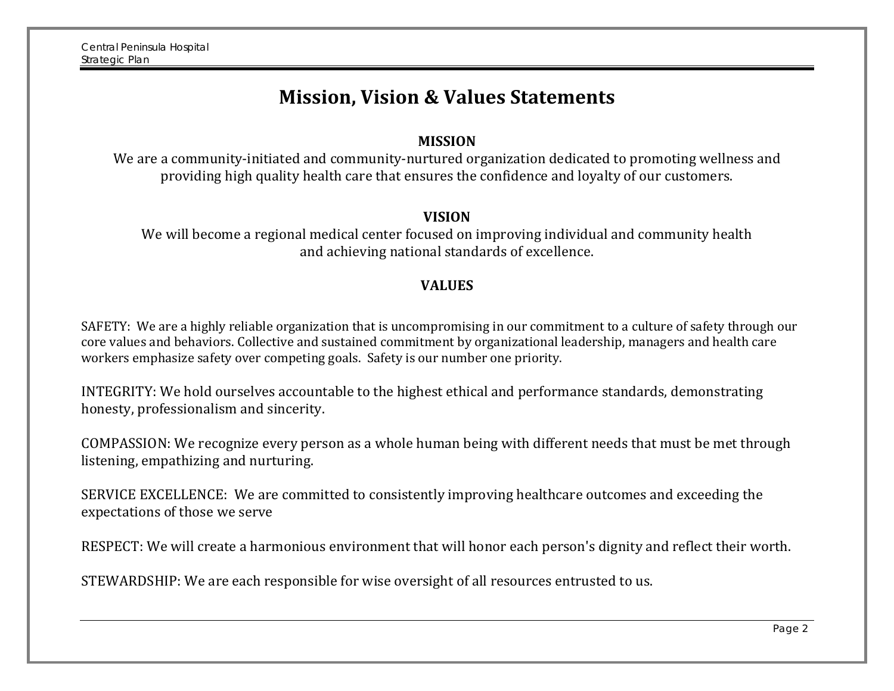# Mission, Vision & Values Statements

## MISSION

We are a community-initiated and community-nurtured organization dedicated to promoting wellness and providing high quality health care that ensures the confidence and loyalty of our customers.

## VISION

We will become a regional medical center focused on improving individual and community health and achieving national standards of excellence.

## VALUES

SAFETY: We are a highly reliable organization that is uncompromising in our commitment to a culture of safety through our core values and behaviors. Collective and sustained commitment by organizational leadership, managers and health care workers emphasize safety over competing goals. Safety is our number one priority.

INTEGRITY: We hold ourselves accountable to the highest ethical and performance standards, demonstrating honesty, professionalism and sincerity.

COMPASSION: We recognize every person as a whole human being with different needs that must be met through listening, empathizing and nurturing.

SERVICE EXCELLENCE: We are committed to consistently improving healthcare outcomes and exceeding the expectations of those we serve

RESPECT: We will create a harmonious environment that will honor each person's dignity and reflect their worth.

STEWARDSHIP: We are each responsible for wise oversight of all resources entrusted to us.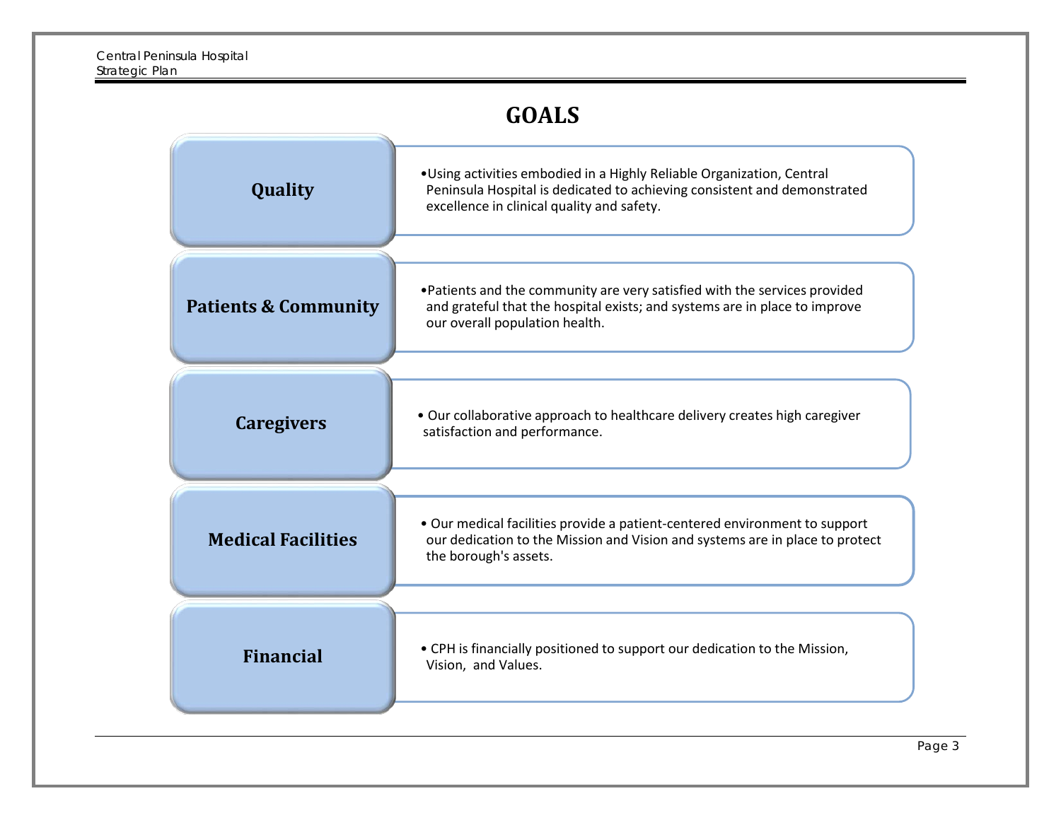# GOALS

| Goal | Description |
|---|---|
| **Quality** | • Using activities embodied in a Highly Reliable Organization, Central Peninsula Hospital is dedicated to achieving consistent and demonstrated excellence in clinical quality and safety. |
| **Patients & Community** | • Patients and the community are very satisfied with the services provided and grateful that the hospital exists; and systems are in place to improve our overall population health. |
| **Caregivers** | • Our collaborative approach to healthcare delivery creates high caregiver satisfaction and performance. |
| **Medical Facilities** | • Our medical facilities provide a patient-centered environment to support our dedication to the Mission and Vision and systems are in place to protect the borough's assets. |
| **Financial** | • CPH is financially positioned to support our dedication to the Mission, Vision, and Values. |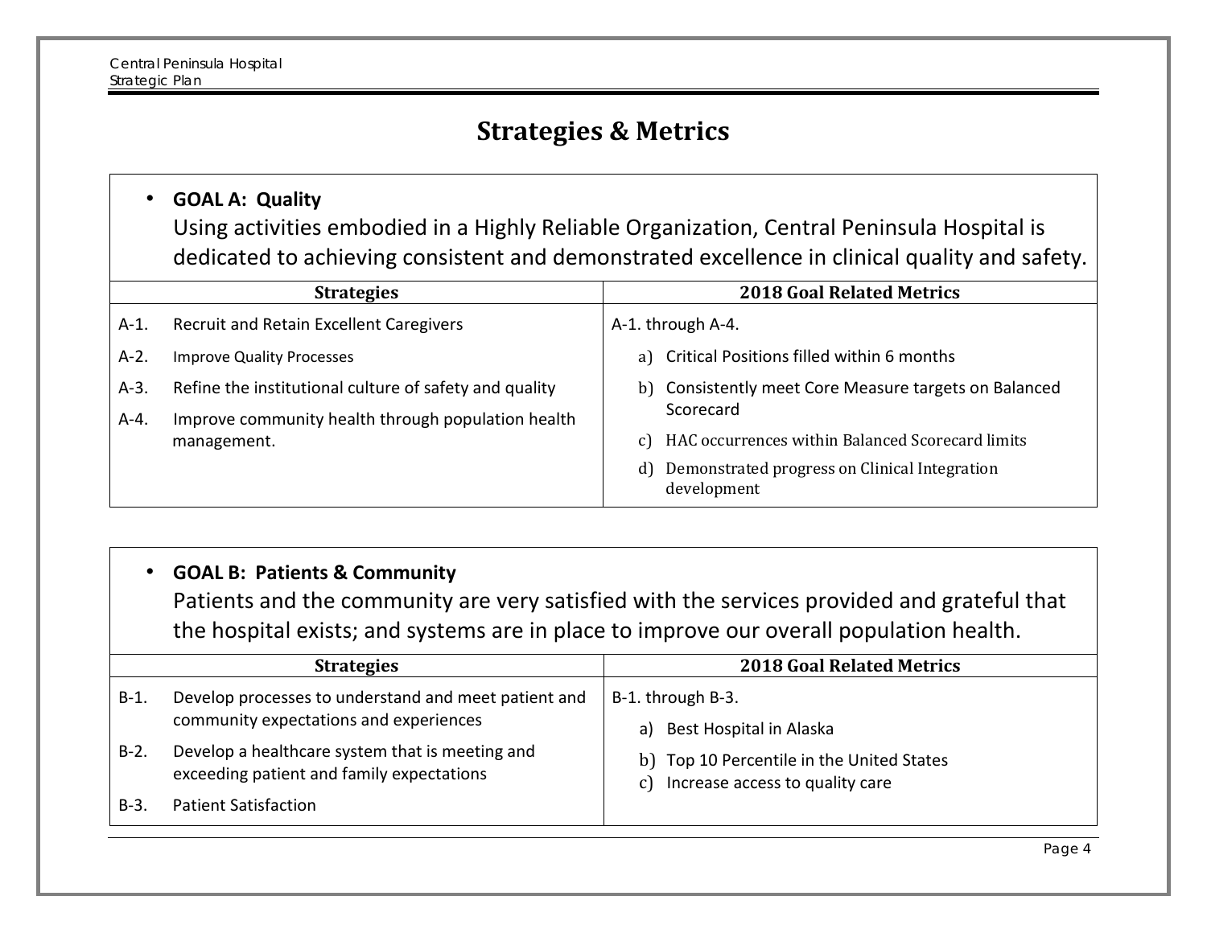# Strategies & Metrics

- **GOAL A: Quality**
  Using activities embodied in a Highly Reliable Organization, Central Peninsula Hospital is dedicated to achieving consistent and demonstrated excellence in clinical quality and safety.

| Strategies | 2018 Goal Related Metrics |
|---|---|
| A-1. Recruit and Retain Excellent Caregivers<br>A-2. Improve Quality Processes<br>A-3. Refine the institutional culture of safety and quality<br>A-4. Improve community health through population health management. | A-1. through A-4.<br>a) Critical Positions filled within 6 months<br>b) Consistently meet Core Measure targets on Balanced Scorecard<br>c) HAC occurrences within Balanced Scorecard limits<br>d) Demonstrated progress on Clinical Integration development |

- **GOAL B: Patients & Community**
  Patients and the community are very satisfied with the services provided and grateful that the hospital exists; and systems are in place to improve our overall population health.

| Strategies | 2018 Goal Related Metrics |
|---|---|
| B-1. Develop processes to understand and meet patient and community expectations and experiences<br>B-2. Develop a healthcare system that is meeting and exceeding patient and family expectations<br>B-3. Patient Satisfaction | B-1. through B-3.<br>a) Best Hospital in Alaska<br>b) Top 10 Percentile in the United States<br>c) Increase access to quality care |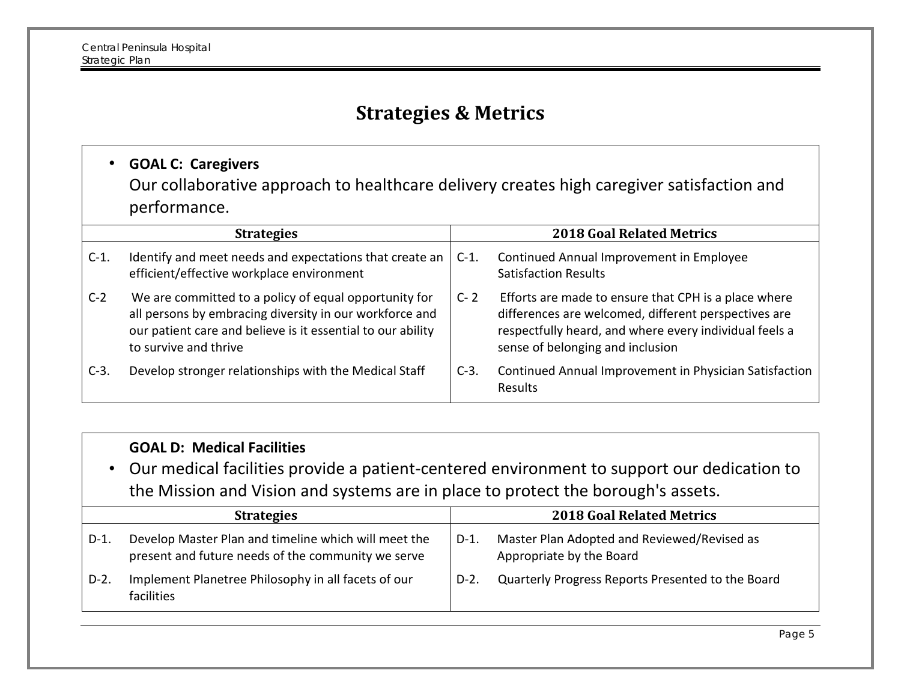# Strategies & Metrics

- **GOAL C: Caregivers**
  Our collaborative approach to healthcare delivery creates high caregiver satisfaction and performance.

| Strategies | 2018 Goal Related Metrics |
| --- | --- |
| C-1. Identify and meet needs and expectations that create an efficient/effective workplace environment | C-1. Continued Annual Improvement in Employee Satisfaction Results |
| C-2 We are committed to a policy of equal opportunity for all persons by embracing diversity in our workforce and our patient care and believe is it essential to our ability to survive and thrive | C- 2 Efforts are made to ensure that CPH is a place where differences are welcomed, different perspectives are respectfully heard, and where every individual feels a sense of belonging and inclusion |
| C-3. Develop stronger relationships with the Medical Staff | C-3. Continued Annual Improvement in Physician Satisfaction Results |

**GOAL D: Medical Facilities**

- Our medical facilities provide a patient-centered environment to support our dedication to the Mission and Vision and systems are in place to protect the borough's assets.

| Strategies | 2018 Goal Related Metrics |
| --- | --- |
| D-1. Develop Master Plan and timeline which will meet the present and future needs of the community we serve | D-1. Master Plan Adopted and Reviewed/Revised as Appropriate by the Board |
| D-2. Implement Planetree Philosophy in all facets of our facilities | D-2. Quarterly Progress Reports Presented to the Board |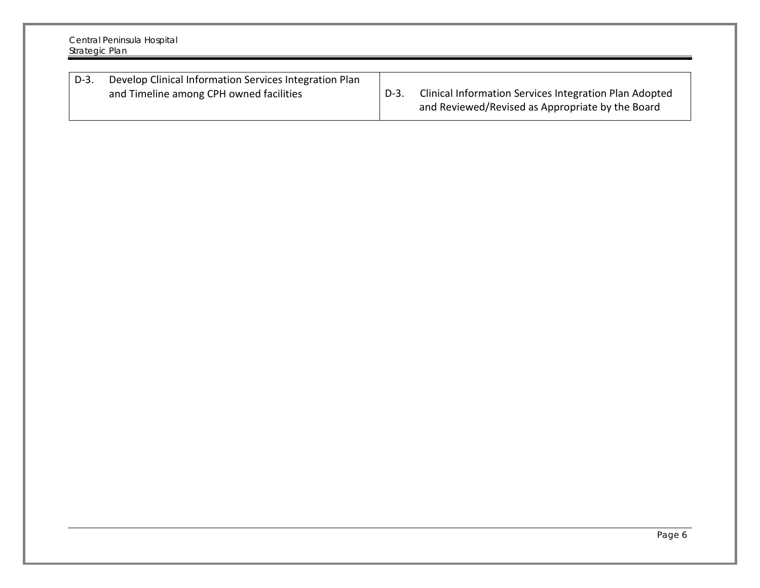| D-3. Develop Clinical Information Services Integration Plan and Timeline among CPH owned facilities | D-3. Clinical Information Services Integration Plan Adopted and Reviewed/Revised as Appropriate by the Board |
|---|---|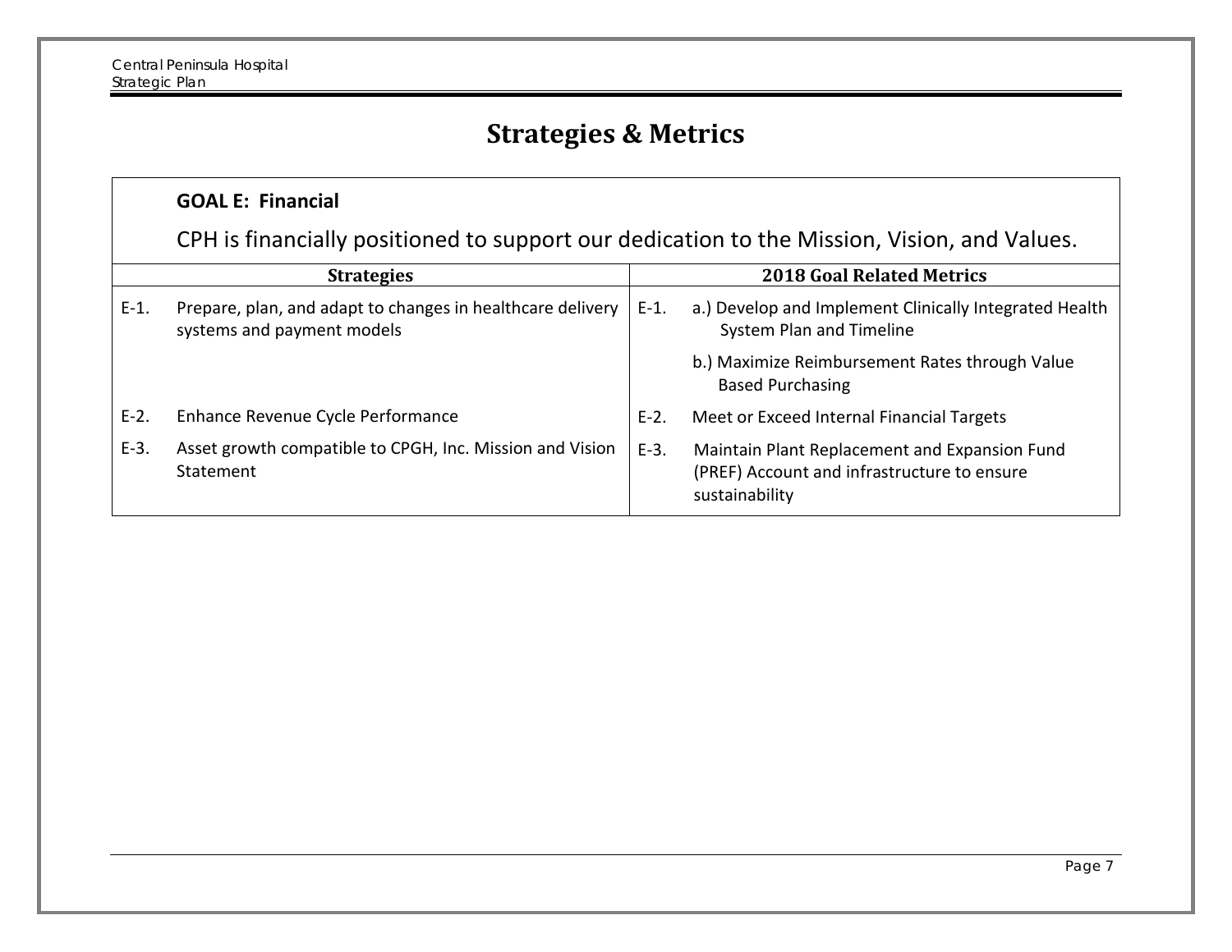# Strategies & Metrics

**GOAL E: Financial**

CPH is financially positioned to support our dedication to the Mission, Vision, and Values.

| Strategies | | 2018 Goal Related Metrics | |
|---|---|---|---|
| E-1. | Prepare, plan, and adapt to changes in healthcare delivery systems and payment models | E-1. | a.) Develop and Implement Clinically Integrated Health System Plan and Timeline<br>b.) Maximize Reimbursement Rates through Value Based Purchasing |
| E-2. | Enhance Revenue Cycle Performance | E-2. | Meet or Exceed Internal Financial Targets |
| E-3. | Asset growth compatible to CPGH, Inc. Mission and Vision Statement | E-3. | Maintain Plant Replacement and Expansion Fund (PREF) Account and infrastructure to ensure sustainability |